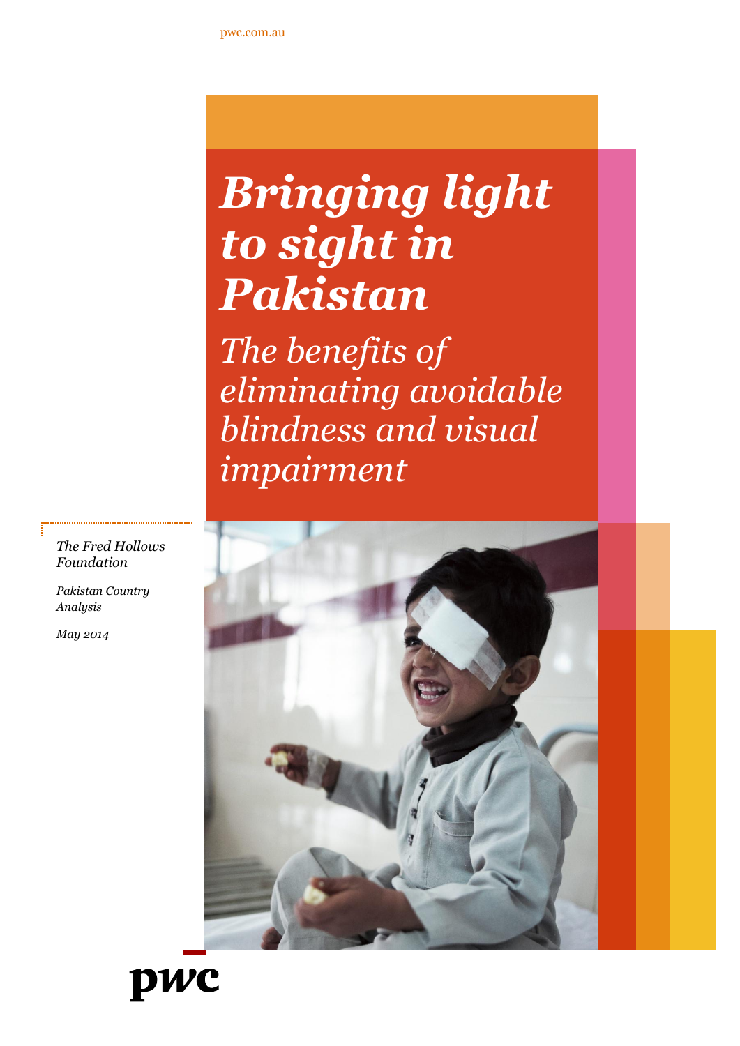pwc.com.au

# *Bringing light to sight in Pakistan*

## *The benefits of eliminating avoidable blindness and visual impairment*

*The Fred Hollows Foundation*

*Pakistan Country Analysis*

*May 2014*

pwc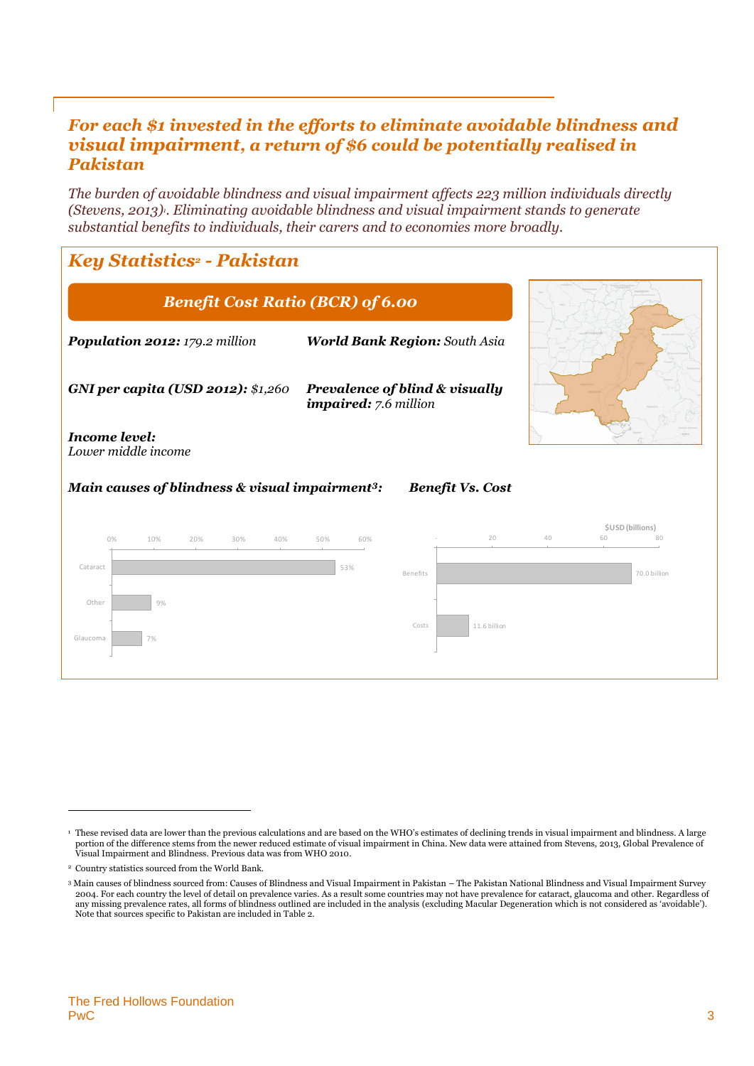## *For each $1 invested in the efforts to eliminate avoidable blindness and visual impairment, a return of $6 could be potentially realised in Pakistan*

*The burden of avoidable blindness and visual impairment affects 223 million individuals directly (Stevens, 2013)[1]. Eliminating avoidable blindness and visual impairment stands to generate substantial benefits to individuals, their carers and to economies more broadly.*

## *Key Statistics[2] - Pakistan*

***Benefit Cost Ratio (BCR) of 6.00***

***Population 2012:*** *179.2 million*

***World Bank Region:*** *South Asia*

***GNI per capita (USD 2012):*** *$1,260*

***Prevalence of blind & visually impaired:*** *7.6 million*

***Income level:***
*Lower middle income*

***Main causes of blindness & visual impairment[3]:***

| Cause | Share |
|---|---|
| Cataract | 53% |
| Other | 9% |
| Glaucoma | 7% |

***Benefit Vs. Cost***

| | $USD (billions) |
|---|---|
| Benefits | 70.0 billion |
| Costs | 11.6 billion |

---

[1] These revised data are lower than the previous calculations and are based on the WHO's estimates of declining trends in visual impairment and blindness. A large portion of the difference stems from the newer reduced estimate of visual impairment in China. New data were attained from Stevens, 2013, Global Prevalence of Visual Impairment and Blindness. Previous data was from WHO 2010.

[2] Country statistics sourced from the World Bank.

[3] Main causes of blindness sourced from: Causes of Blindness and Visual Impairment in Pakistan – The Pakistan National Blindness and Visual Impairment Survey 2004. For each country the level of detail on prevalence varies. As a result some countries may not have prevalence for cataract, glaucoma and other. Regardless of any missing prevalence rates, all forms of blindness outlined are included in the analysis (excluding Macular Degeneration which is not considered as 'avoidable'). Note that sources specific to Pakistan are included in Table 2.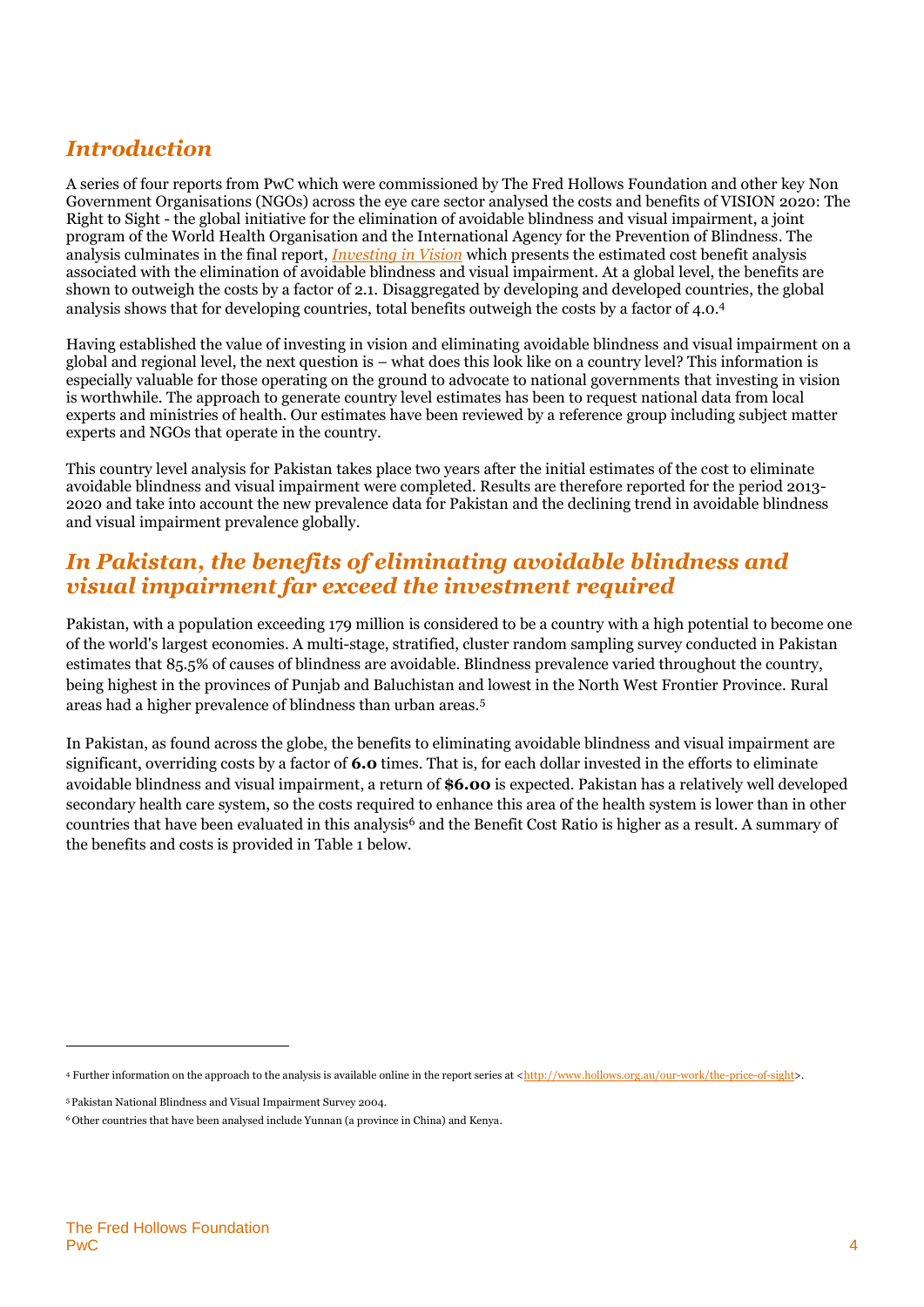## *Introduction*

A series of four reports from PwC which were commissioned by The Fred Hollows Foundation and other key Non Government Organisations (NGOs) across the eye care sector analysed the costs and benefits of VISION 2020: The Right to Sight - the global initiative for the elimination of avoidable blindness and visual impairment, a joint program of the World Health Organisation and the International Agency for the Prevention of Blindness. The analysis culminates in the final report, *Investing in Vision* which presents the estimated cost benefit analysis associated with the elimination of avoidable blindness and visual impairment. At a global level, the benefits are shown to outweigh the costs by a factor of 2.1. Disaggregated by developing and developed countries, the global analysis shows that for developing countries, total benefits outweigh the costs by a factor of 4.0.[4]

Having established the value of investing in vision and eliminating avoidable blindness and visual impairment on a global and regional level, the next question is – what does this look like on a country level? This information is especially valuable for those operating on the ground to advocate to national governments that investing in vision is worthwhile. The approach to generate country level estimates has been to request national data from local experts and ministries of health. Our estimates have been reviewed by a reference group including subject matter experts and NGOs that operate in the country.

This country level analysis for Pakistan takes place two years after the initial estimates of the cost to eliminate avoidable blindness and visual impairment were completed. Results are therefore reported for the period 2013-2020 and take into account the new prevalence data for Pakistan and the declining trend in avoidable blindness and visual impairment prevalence globally.

## *In Pakistan, the benefits of eliminating avoidable blindness and visual impairment far exceed the investment required*

Pakistan, with a population exceeding 179 million is considered to be a country with a high potential to become one of the world's largest economies. A multi-stage, stratified, cluster random sampling survey conducted in Pakistan estimates that 85.5% of causes of blindness are avoidable. Blindness prevalence varied throughout the country, being highest in the provinces of Punjab and Baluchistan and lowest in the North West Frontier Province. Rural areas had a higher prevalence of blindness than urban areas.[5]

In Pakistan, as found across the globe, the benefits to eliminating avoidable blindness and visual impairment are significant, overriding costs by a factor of **6.0** times. That is, for each dollar invested in the efforts to eliminate avoidable blindness and visual impairment, a return of **$6.00** is expected. Pakistan has a relatively well developed secondary health care system, so the costs required to enhance this area of the health system is lower than in other countries that have been evaluated in this analysis[6] and the Benefit Cost Ratio is higher as a result. A summary of the benefits and costs is provided in Table 1 below.

---

[4] Further information on the approach to the analysis is available online in the report series at <http://www.hollows.org.au/our-work/the-price-of-sight>.

[5] Pakistan National Blindness and Visual Impairment Survey 2004.

[6] Other countries that have been analysed include Yunnan (a province in China) and Kenya.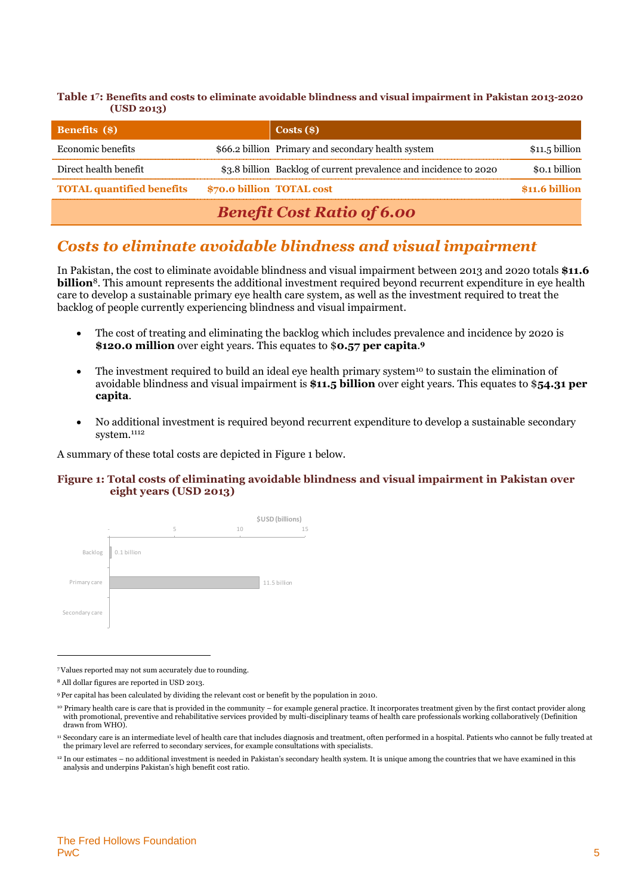**Table 1[7]: Benefits and costs to eliminate avoidable blindness and visual impairment in Pakistan 2013-2020 (USD 2013)**

| Benefits ($) | | Costs ($) | |
|---|---|---|---|
| Economic benefits | $66.2 billion | Primary and secondary health system | $11.5 billion |
| Direct health benefit | $3.8 billion | Backlog of current prevalence and incidence to 2020 | $0.1 billion |
| **TOTAL quantified benefits** | **$70.0 billion** | **TOTAL cost** | **$11.6 billion** |
| ***Benefit Cost Ratio of 6.00*** | | | |

## *Costs to eliminate avoidable blindness and visual impairment*

In Pakistan, the cost to eliminate avoidable blindness and visual impairment between 2013 and 2020 totals **$11.6 billion**[8]. This amount represents the additional investment required beyond recurrent expenditure in eye health care to develop a sustainable primary eye health care system, as well as the investment required to treat the backlog of people currently experiencing blindness and visual impairment.

- The cost of treating and eliminating the backlog which includes prevalence and incidence by 2020 is **$120.0 million** over eight years. This equates to $**0.57 per capita**.[9]
- The investment required to build an ideal eye health primary system[10] to sustain the elimination of avoidable blindness and visual impairment is **$11.5 billion** over eight years. This equates to $**54.31 per capita**.
- No additional investment is required beyond recurrent expenditure to develop a sustainable secondary system.[11][12]

A summary of these total costs are depicted in Figure 1 below.

**Figure 1: Total costs of eliminating avoidable blindness and visual impairment in Pakistan over eight years (USD 2013)**

| | $USD (billions) |
|---|---|
| Backlog | 0.1 billion |
| Primary care | 11.5 billion |
| Secondary care | |

[7] Values reported may not sum accurately due to rounding.

[8] All dollar figures are reported in USD 2013.

[9] Per capital has been calculated by dividing the relevant cost or benefit by the population in 2010.

[10] Primary health care is care that is provided in the community – for example general practice. It incorporates treatment given by the first contact provider along with promotional, preventive and rehabilitative services provided by multi-disciplinary teams of health care professionals working collaboratively (Definition drawn from WHO).

[11] Secondary care is an intermediate level of health care that includes diagnosis and treatment, often performed in a hospital. Patients who cannot be fully treated at the primary level are referred to secondary services, for example consultations with specialists.

[12] In our estimates – no additional investment is needed in Pakistan's secondary health system. It is unique among the countries that we have examined in this analysis and underpins Pakistan's high benefit cost ratio.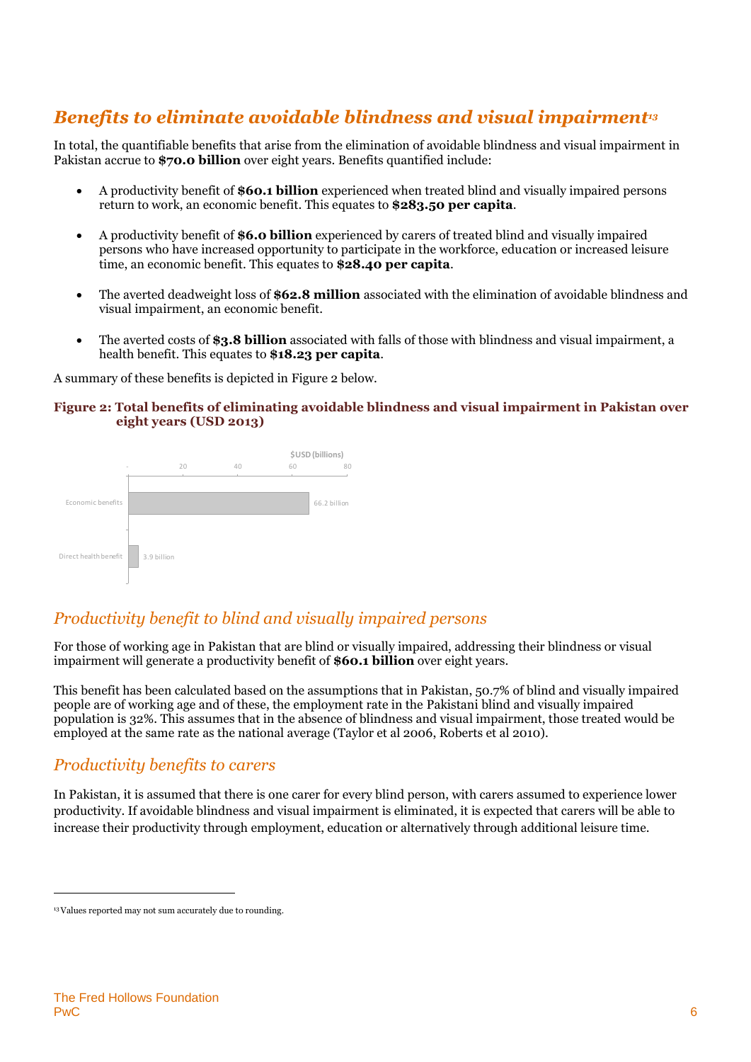## *Benefits to eliminate avoidable blindness and visual impairment*[13]

In total, the quantifiable benefits that arise from the elimination of avoidable blindness and visual impairment in Pakistan accrue to **$70.0 billion** over eight years. Benefits quantified include:

- A productivity benefit of **$60.1 billion** experienced when treated blind and visually impaired persons return to work, an economic benefit. This equates to **$283.50 per capita**.
- A productivity benefit of **$6.0 billion** experienced by carers of treated blind and visually impaired persons who have increased opportunity to participate in the workforce, education or increased leisure time, an economic benefit. This equates to **$28.40 per capita**.
- The averted deadweight loss of **$62.8 million** associated with the elimination of avoidable blindness and visual impairment, an economic benefit.
- The averted costs of **$3.8 billion** associated with falls of those with blindness and visual impairment, a health benefit. This equates to **$18.23 per capita**.

A summary of these benefits is depicted in Figure 2 below.

**Figure 2: Total benefits of eliminating avoidable blindness and visual impairment in Pakistan over eight years (USD 2013)**

| | $USD (billions) |
|---|---|
| Economic benefits | 66.2 billion |
| Direct health benefit | 3.9 billion |

### *Productivity benefit to blind and visually impaired persons*

For those of working age in Pakistan that are blind or visually impaired, addressing their blindness or visual impairment will generate a productivity benefit of **$60.1 billion** over eight years.

This benefit has been calculated based on the assumptions that in Pakistan, 50.7% of blind and visually impaired people are of working age and of these, the employment rate in the Pakistani blind and visually impaired population is 32%. This assumes that in the absence of blindness and visual impairment, those treated would be employed at the same rate as the national average (Taylor et al 2006, Roberts et al 2010).

### *Productivity benefits to carers*

In Pakistan, it is assumed that there is one carer for every blind person, with carers assumed to experience lower productivity. If avoidable blindness and visual impairment is eliminated, it is expected that carers will be able to increase their productivity through employment, education or alternatively through additional leisure time.

---

[13] Values reported may not sum accurately due to rounding.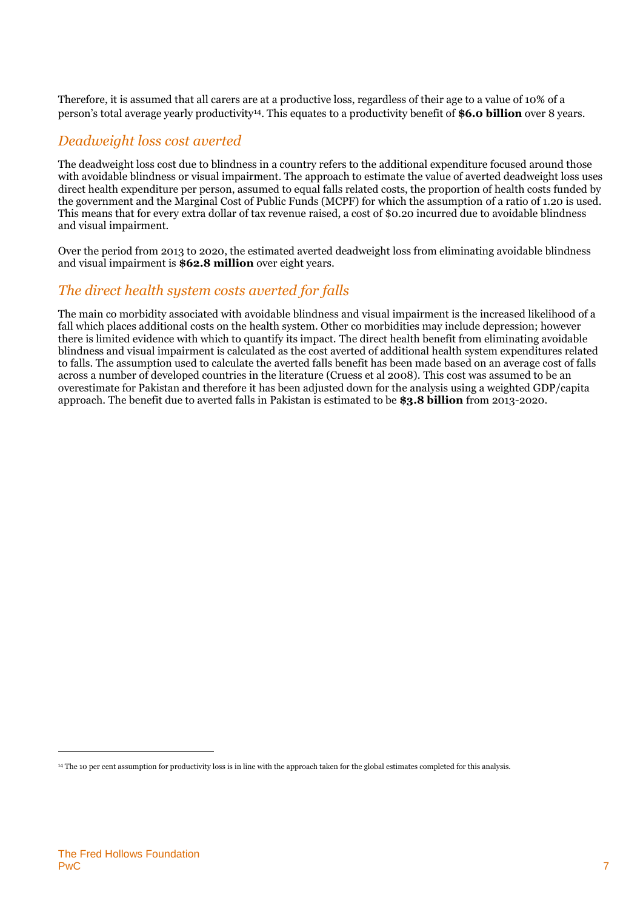Therefore, it is assumed that all carers are at a productive loss, regardless of their age to a value of 10% of a person's total average yearly productivity[14]. This equates to a productivity benefit of **$6.0 billion** over 8 years.

## *Deadweight loss cost averted*

The deadweight loss cost due to blindness in a country refers to the additional expenditure focused around those with avoidable blindness or visual impairment. The approach to estimate the value of averted deadweight loss uses direct health expenditure per person, assumed to equal falls related costs, the proportion of health costs funded by the government and the Marginal Cost of Public Funds (MCPF) for which the assumption of a ratio of 1.20 is used. This means that for every extra dollar of tax revenue raised, a cost of $0.20 incurred due to avoidable blindness and visual impairment.

Over the period from 2013 to 2020, the estimated averted deadweight loss from eliminating avoidable blindness and visual impairment is **$62.8 million** over eight years.

## *The direct health system costs averted for falls*

The main co morbidity associated with avoidable blindness and visual impairment is the increased likelihood of a fall which places additional costs on the health system. Other co morbidities may include depression; however there is limited evidence with which to quantify its impact. The direct health benefit from eliminating avoidable blindness and visual impairment is calculated as the cost averted of additional health system expenditures related to falls. The assumption used to calculate the averted falls benefit has been made based on an average cost of falls across a number of developed countries in the literature (Cruess et al 2008). This cost was assumed to be an overestimate for Pakistan and therefore it has been adjusted down for the analysis using a weighted GDP/capita approach. The benefit due to averted falls in Pakistan is estimated to be **$3.8 billion** from 2013-2020.

---

[14] The 10 per cent assumption for productivity loss is in line with the approach taken for the global estimates completed for this analysis.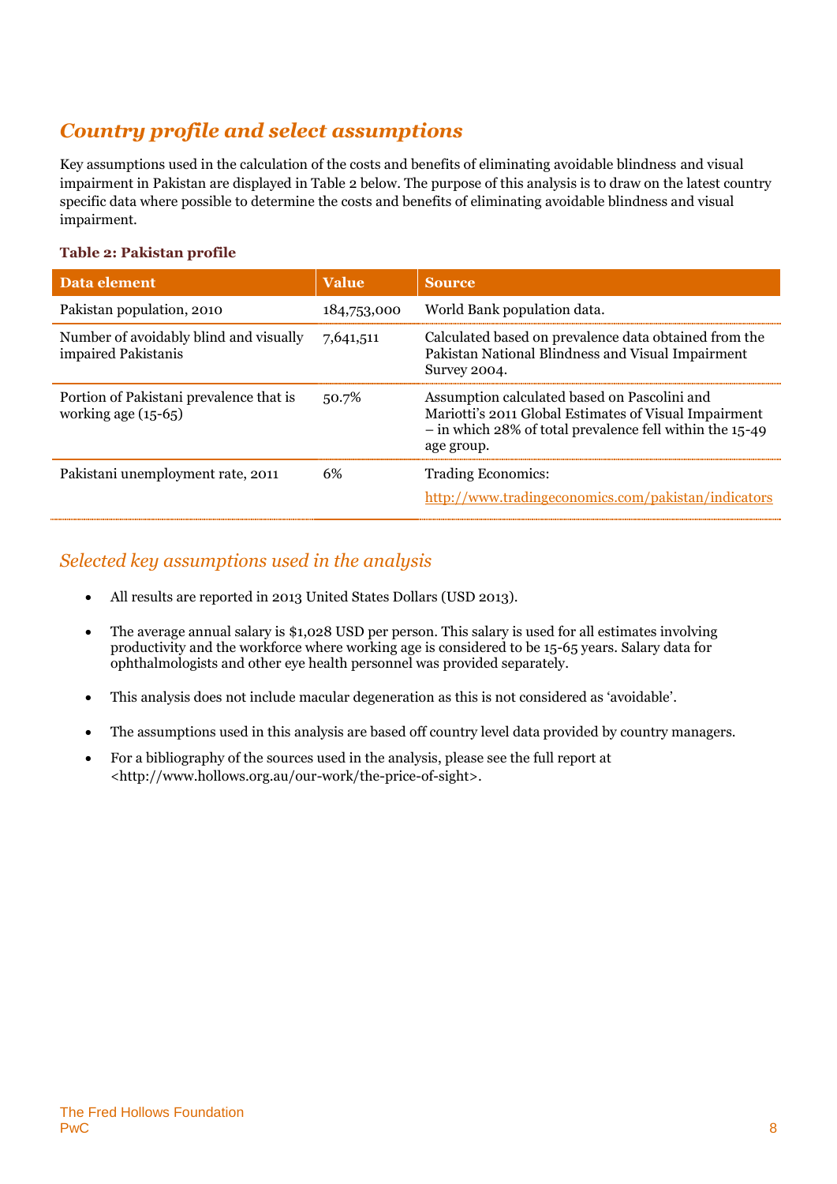## *Country profile and select assumptions*

Key assumptions used in the calculation of the costs and benefits of eliminating avoidable blindness and visual impairment in Pakistan are displayed in Table 2 below. The purpose of this analysis is to draw on the latest country specific data where possible to determine the costs and benefits of eliminating avoidable blindness and visual impairment.

**Table 2: Pakistan profile**

| Data element | Value | Source |
|---|---|---|
| Pakistan population, 2010 | 184,753,000 | World Bank population data. |
| Number of avoidably blind and visually impaired Pakistanis | 7,641,511 | Calculated based on prevalence data obtained from the Pakistan National Blindness and Visual Impairment Survey 2004. |
| Portion of Pakistani prevalence that is working age (15-65) | 50.7% | Assumption calculated based on Pascolini and Mariotti's 2011 Global Estimates of Visual Impairment – in which 28% of total prevalence fell within the 15-49 age group. |
| Pakistani unemployment rate, 2011 | 6% | Trading Economics: http://www.tradingeconomics.com/pakistan/indicators |

### *Selected key assumptions used in the analysis*

- All results are reported in 2013 United States Dollars (USD 2013).
- The average annual salary is $1,028 USD per person. This salary is used for all estimates involving productivity and the workforce where working age is considered to be 15-65 years. Salary data for ophthalmologists and other eye health personnel was provided separately.
- This analysis does not include macular degeneration as this is not considered as 'avoidable'.
- The assumptions used in this analysis are based off country level data provided by country managers.
- For a bibliography of the sources used in the analysis, please see the full report at <http://www.hollows.org.au/our-work/the-price-of-sight>.